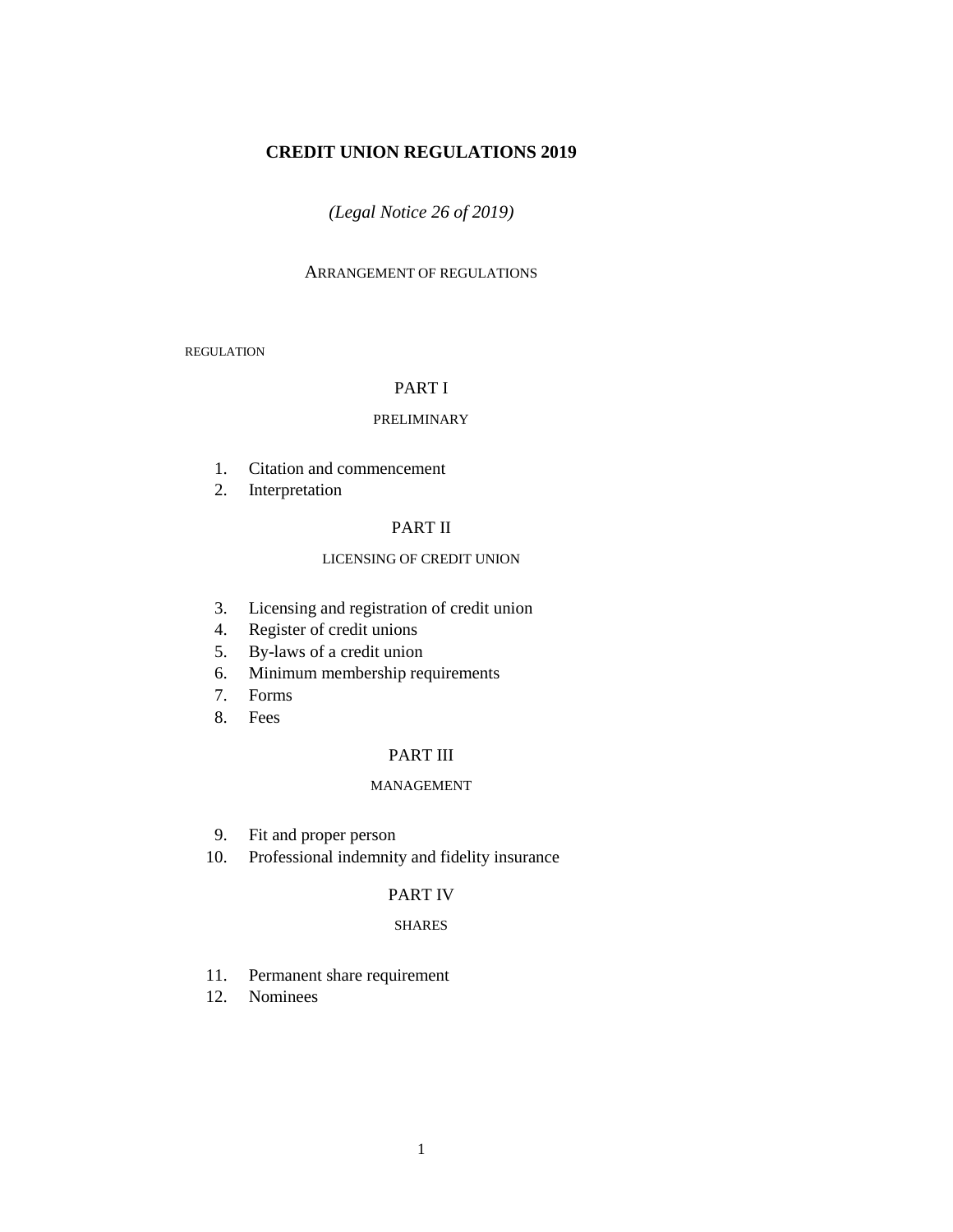# CREDIT UNION REGULATIONS 2019

*(Legal Notice 26 of 2019)*

ARRANGEMENT OF REGULATIONS

REGULATION

## PART I

PRELIMINARY

1. Citation and commencement
2. Interpretation

## PART II

LICENSING OF CREDIT UNION

3. Licensing and registration of credit union
4. Register of credit unions
5. By-laws of a credit union
6. Minimum membership requirements
7. Forms
8. Fees

## PART III

MANAGEMENT

9. Fit and proper person
10. Professional indemnity and fidelity insurance

## PART IV

SHARES

11. Permanent share requirement
12. Nominees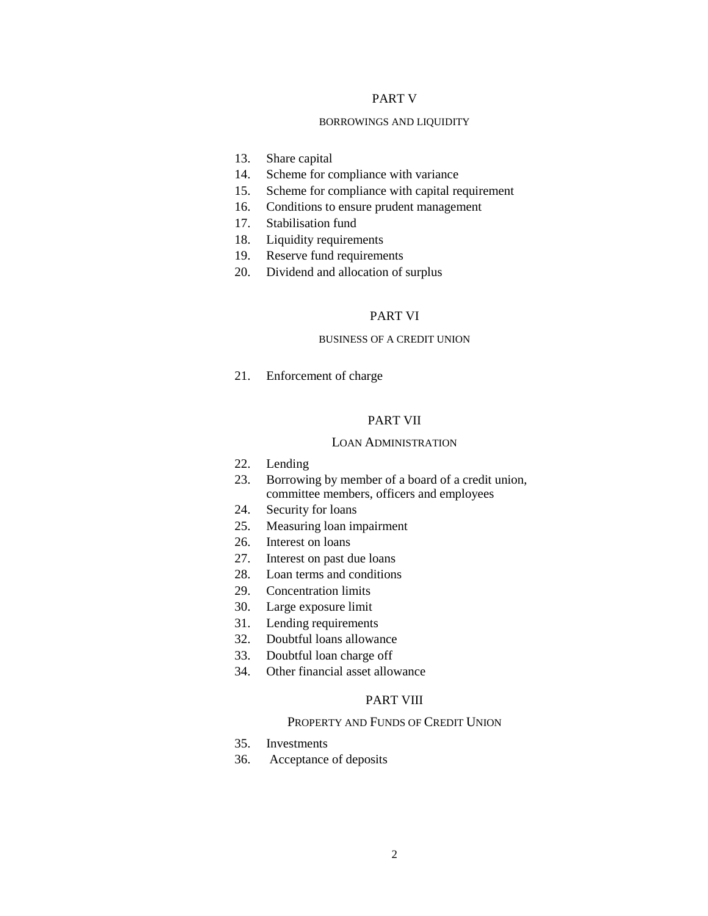## PART V

### BORROWINGS AND LIQUIDITY

13. Share capital
14. Scheme for compliance with variance
15. Scheme for compliance with capital requirement
16. Conditions to ensure prudent management
17. Stabilisation fund
18. Liquidity requirements
19. Reserve fund requirements
20. Dividend and allocation of surplus

## PART VI

### BUSINESS OF A CREDIT UNION

21. Enforcement of charge

## PART VII

### LOAN ADMINISTRATION

22. Lending
23. Borrowing by member of a board of a credit union, committee members, officers and employees
24. Security for loans
25. Measuring loan impairment
26. Interest on loans
27. Interest on past due loans
28. Loan terms and conditions
29. Concentration limits
30. Large exposure limit
31. Lending requirements
32. Doubtful loans allowance
33. Doubtful loan charge off
34. Other financial asset allowance

## PART VIII

### PROPERTY AND FUNDS OF CREDIT UNION

35. Investments
36. Acceptance of deposits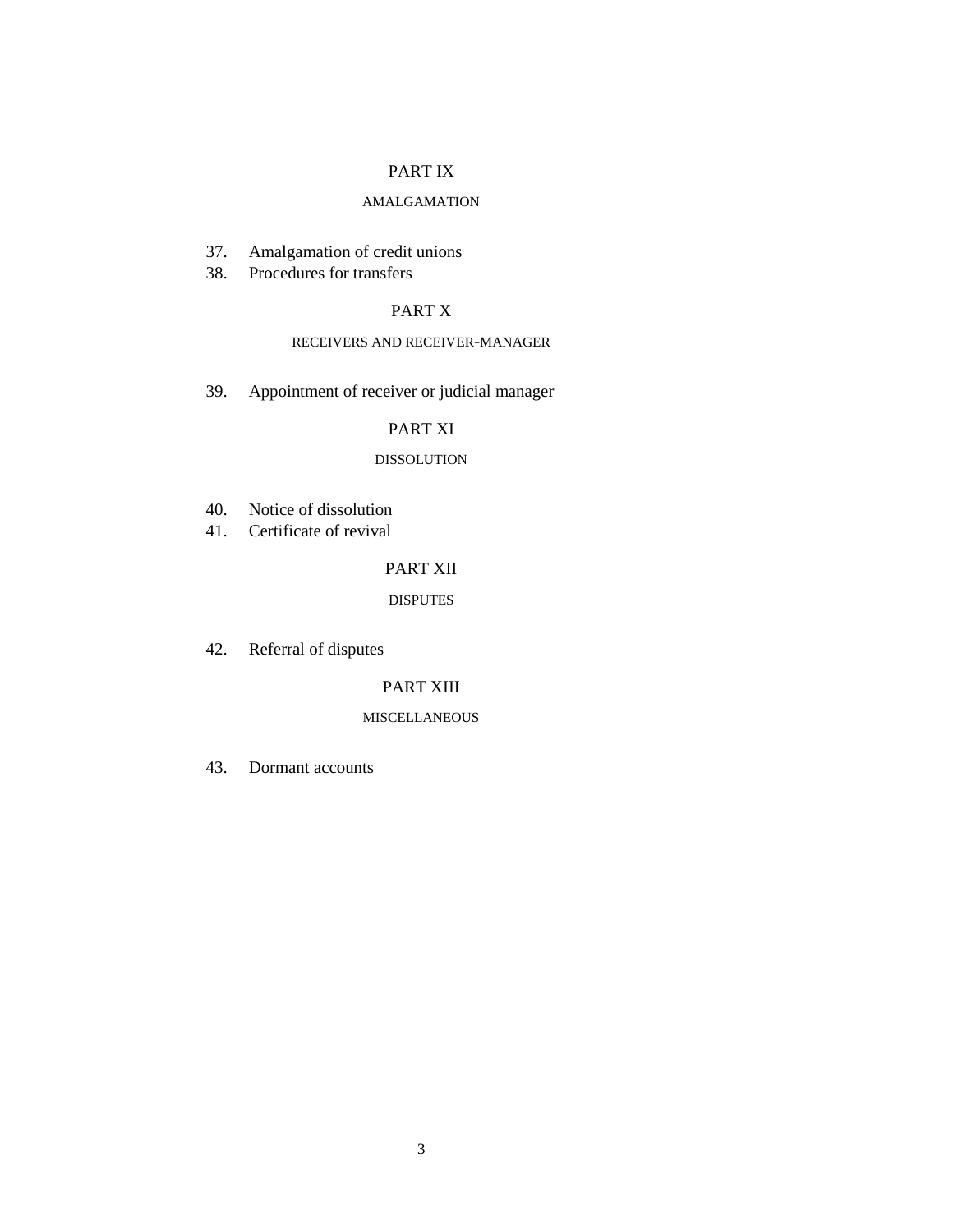PART IX

AMALGAMATION

37. Amalgamation of credit unions
38. Procedures for transfers

PART X

RECEIVERS AND RECEIVER-MANAGER

39. Appointment of receiver or judicial manager

PART XI

DISSOLUTION

40. Notice of dissolution
41. Certificate of revival

PART XII

DISPUTES

42. Referral of disputes

PART XIII

MISCELLANEOUS

43. Dormant accounts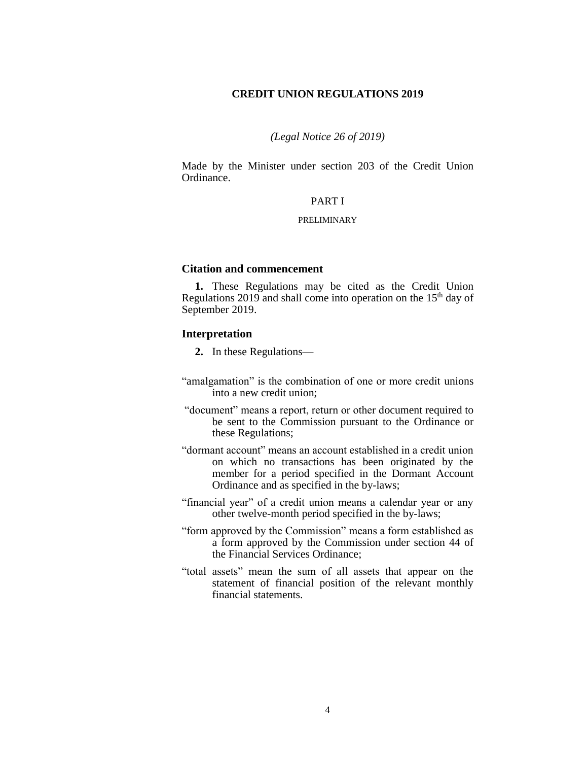# CREDIT UNION REGULATIONS 2019

*(Legal Notice 26 of 2019)*

Made by the Minister under section 203 of the Credit Union Ordinance.

## PART I

### PRELIMINARY

### Citation and commencement

**1.** These Regulations may be cited as the Credit Union Regulations 2019 and shall come into operation on the 15th day of September 2019.

### Interpretation

**2.** In these Regulations—

"amalgamation" is the combination of one or more credit unions into a new credit union;

"document" means a report, return or other document required to be sent to the Commission pursuant to the Ordinance or these Regulations;

"dormant account" means an account established in a credit union on which no transactions has been originated by the member for a period specified in the Dormant Account Ordinance and as specified in the by-laws;

"financial year" of a credit union means a calendar year or any other twelve-month period specified in the by-laws;

"form approved by the Commission" means a form established as a form approved by the Commission under section 44 of the Financial Services Ordinance;

"total assets" mean the sum of all assets that appear on the statement of financial position of the relevant monthly financial statements.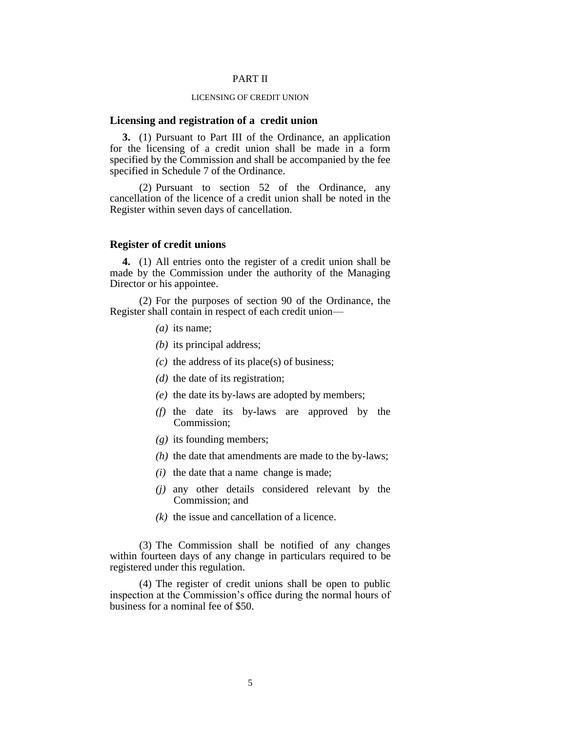PART II

LICENSING OF CREDIT UNION

### Licensing and registration of a credit union

**3.** (1) Pursuant to Part III of the Ordinance, an application for the licensing of a credit union shall be made in a form specified by the Commission and shall be accompanied by the fee specified in Schedule 7 of the Ordinance.

(2) Pursuant to section 52 of the Ordinance, any cancellation of the licence of a credit union shall be noted in the Register within seven days of cancellation.

### Register of credit unions

**4.** (1) All entries onto the register of a credit union shall be made by the Commission under the authority of the Managing Director or his appointee.

(2) For the purposes of section 90 of the Ordinance, the Register shall contain in respect of each credit union—

*(a)* its name;

*(b)* its principal address;

*(c)* the address of its place(s) of business;

*(d)* the date of its registration;

*(e)* the date its by-laws are adopted by members;

*(f)* the date its by-laws are approved by the Commission;

*(g)* its founding members;

*(h)* the date that amendments are made to the by-laws;

*(i)* the date that a name change is made;

*(j)* any other details considered relevant by the Commission; and

*(k)* the issue and cancellation of a licence.

(3) The Commission shall be notified of any changes within fourteen days of any change in particulars required to be registered under this regulation.

(4) The register of credit unions shall be open to public inspection at the Commission's office during the normal hours of business for a nominal fee of $50.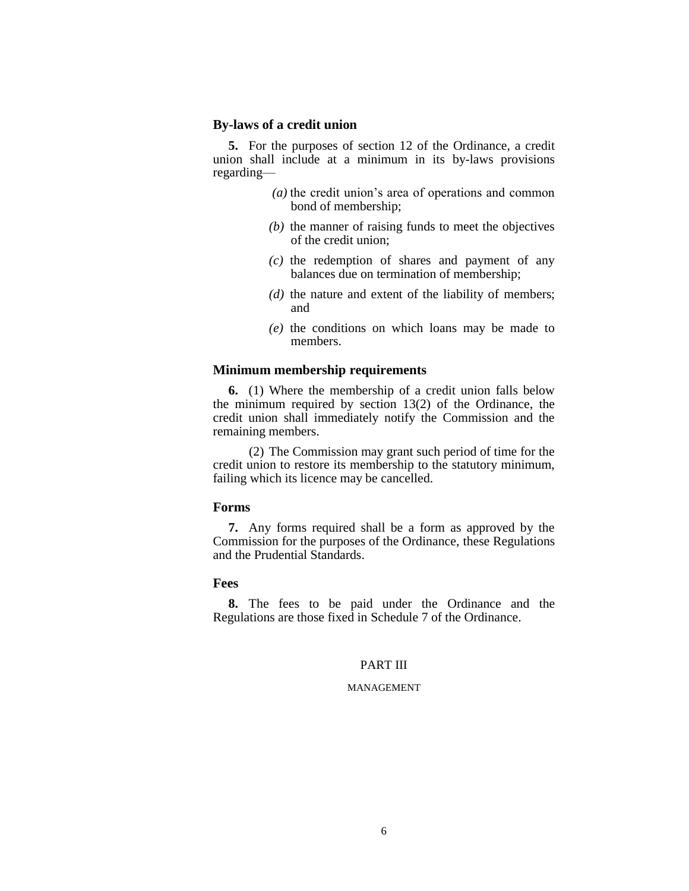### By-laws of a credit union

**5.** For the purposes of section 12 of the Ordinance, a credit union shall include at a minimum in its by-laws provisions regarding—

*(a)* the credit union's area of operations and common bond of membership;

*(b)* the manner of raising funds to meet the objectives of the credit union;

*(c)* the redemption of shares and payment of any balances due on termination of membership;

*(d)* the nature and extent of the liability of members; and

*(e)* the conditions on which loans may be made to members.

### Minimum membership requirements

**6.** (1) Where the membership of a credit union falls below the minimum required by section 13(2) of the Ordinance, the credit union shall immediately notify the Commission and the remaining members.

(2) The Commission may grant such period of time for the credit union to restore its membership to the statutory minimum, failing which its licence may be cancelled.

### Forms

**7.** Any forms required shall be a form as approved by the Commission for the purposes of the Ordinance, these Regulations and the Prudential Standards.

### Fees

**8.** The fees to be paid under the Ordinance and the Regulations are those fixed in Schedule 7 of the Ordinance.

## PART III

MANAGEMENT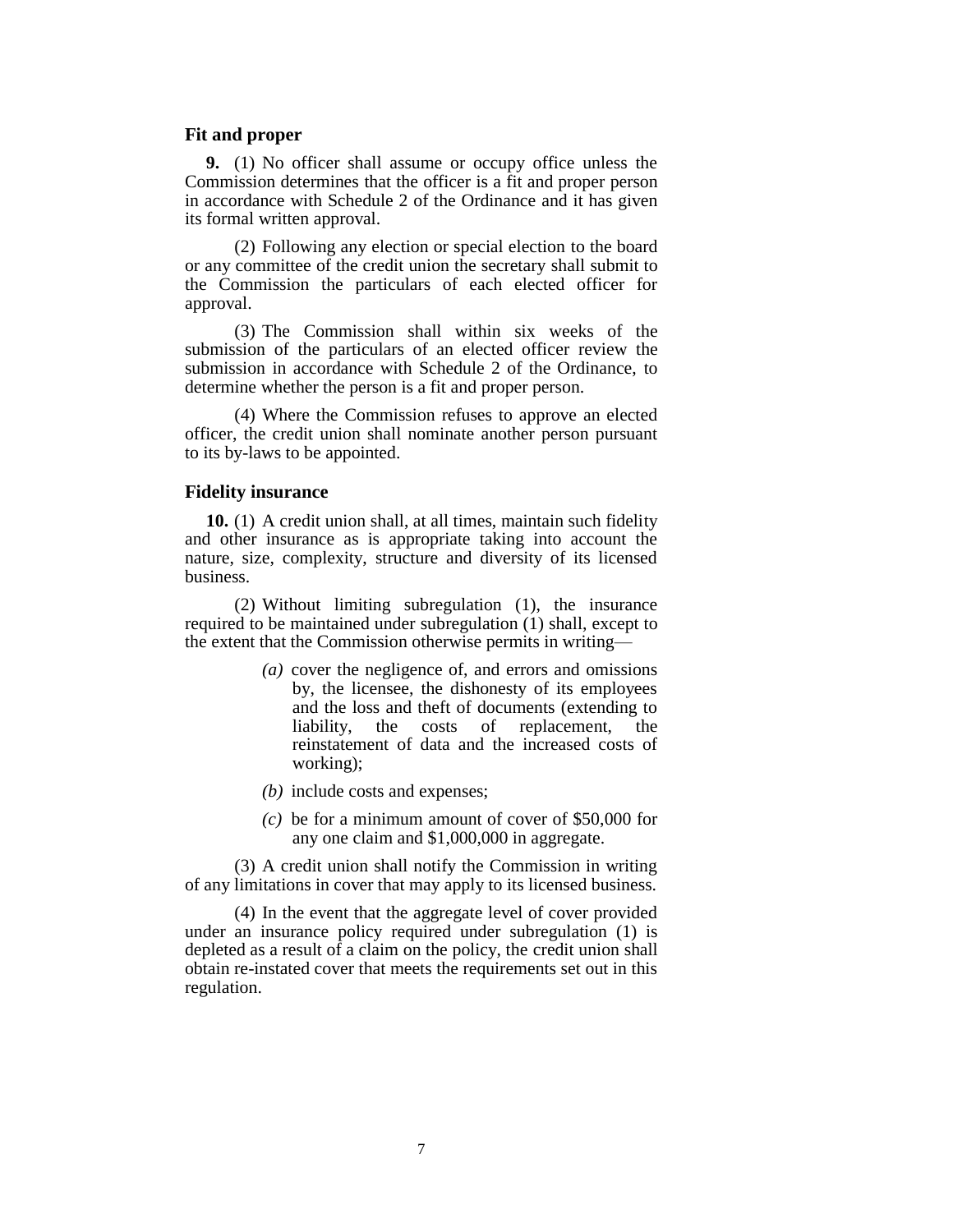### Fit and proper

**9.** (1) No officer shall assume or occupy office unless the Commission determines that the officer is a fit and proper person in accordance with Schedule 2 of the Ordinance and it has given its formal written approval.

(2) Following any election or special election to the board or any committee of the credit union the secretary shall submit to the Commission the particulars of each elected officer for approval.

(3) The Commission shall within six weeks of the submission of the particulars of an elected officer review the submission in accordance with Schedule 2 of the Ordinance, to determine whether the person is a fit and proper person.

(4) Where the Commission refuses to approve an elected officer, the credit union shall nominate another person pursuant to its by-laws to be appointed.

### Fidelity insurance

**10.** (1) A credit union shall, at all times, maintain such fidelity and other insurance as is appropriate taking into account the nature, size, complexity, structure and diversity of its licensed business.

(2) Without limiting subregulation (1), the insurance required to be maintained under subregulation (1) shall, except to the extent that the Commission otherwise permits in writing—

*(a)* cover the negligence of, and errors and omissions by, the licensee, the dishonesty of its employees and the loss and theft of documents (extending to liability, the costs of replacement, the reinstatement of data and the increased costs of working);

*(b)* include costs and expenses;

*(c)* be for a minimum amount of cover of $50,000 for any one claim and $1,000,000 in aggregate.

(3) A credit union shall notify the Commission in writing of any limitations in cover that may apply to its licensed business.

(4) In the event that the aggregate level of cover provided under an insurance policy required under subregulation (1) is depleted as a result of a claim on the policy, the credit union shall obtain re-instated cover that meets the requirements set out in this regulation.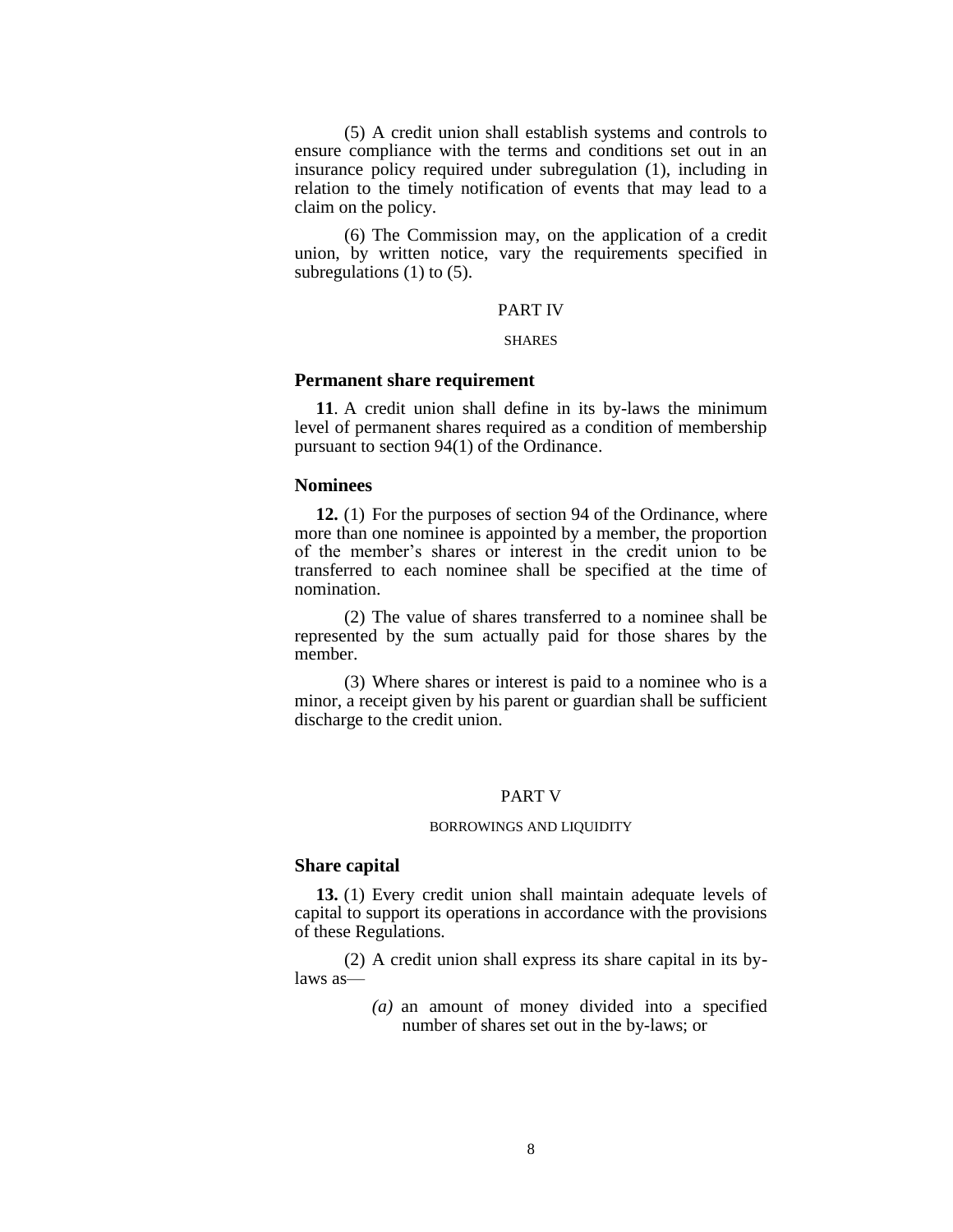(5) A credit union shall establish systems and controls to ensure compliance with the terms and conditions set out in an insurance policy required under subregulation (1), including in relation to the timely notification of events that may lead to a claim on the policy.

(6) The Commission may, on the application of a credit union, by written notice, vary the requirements specified in subregulations (1) to (5).

## PART IV

### SHARES

**Permanent share requirement**

**11**. A credit union shall define in its by-laws the minimum level of permanent shares required as a condition of membership pursuant to section 94(1) of the Ordinance.

**Nominees**

**12.** (1) For the purposes of section 94 of the Ordinance, where more than one nominee is appointed by a member, the proportion of the member's shares or interest in the credit union to be transferred to each nominee shall be specified at the time of nomination.

(2) The value of shares transferred to a nominee shall be represented by the sum actually paid for those shares by the member.

(3) Where shares or interest is paid to a nominee who is a minor, a receipt given by his parent or guardian shall be sufficient discharge to the credit union.

## PART V

### BORROWINGS AND LIQUIDITY

**Share capital**

**13.** (1) Every credit union shall maintain adequate levels of capital to support its operations in accordance with the provisions of these Regulations.

(2) A credit union shall express its share capital in its by-laws as—

*(a)* an amount of money divided into a specified number of shares set out in the by-laws; or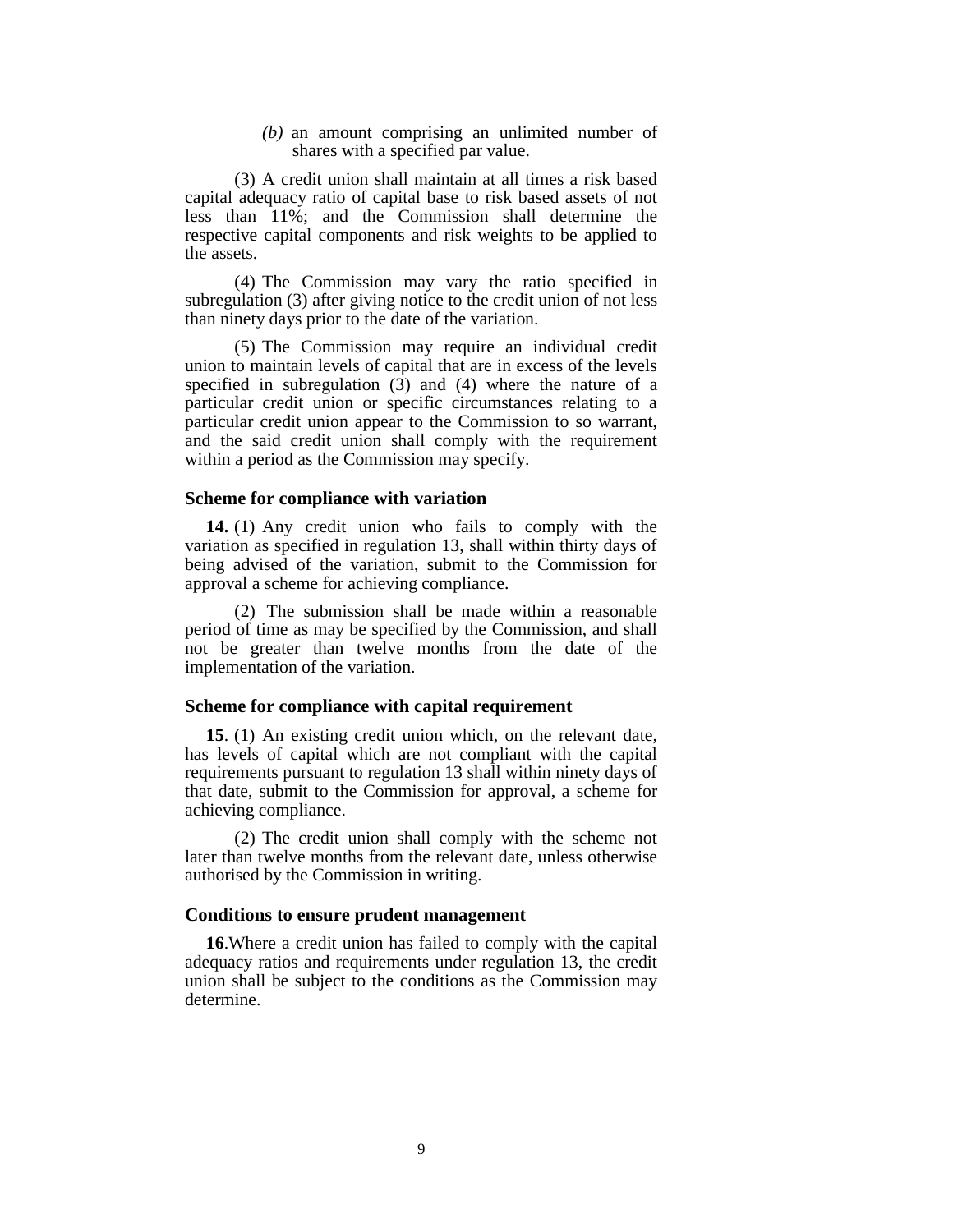*(b)* an amount comprising an unlimited number of shares with a specified par value.

(3) A credit union shall maintain at all times a risk based capital adequacy ratio of capital base to risk based assets of not less than 11%; and the Commission shall determine the respective capital components and risk weights to be applied to the assets.

(4) The Commission may vary the ratio specified in subregulation (3) after giving notice to the credit union of not less than ninety days prior to the date of the variation.

(5) The Commission may require an individual credit union to maintain levels of capital that are in excess of the levels specified in subregulation (3) and (4) where the nature of a particular credit union or specific circumstances relating to a particular credit union appear to the Commission to so warrant, and the said credit union shall comply with the requirement within a period as the Commission may specify.

### Scheme for compliance with variation

**14.** (1) Any credit union who fails to comply with the variation as specified in regulation 13, shall within thirty days of being advised of the variation, submit to the Commission for approval a scheme for achieving compliance.

(2) The submission shall be made within a reasonable period of time as may be specified by the Commission, and shall not be greater than twelve months from the date of the implementation of the variation.

### Scheme for compliance with capital requirement

**15**. (1) An existing credit union which, on the relevant date, has levels of capital which are not compliant with the capital requirements pursuant to regulation 13 shall within ninety days of that date, submit to the Commission for approval, a scheme for achieving compliance.

(2) The credit union shall comply with the scheme not later than twelve months from the relevant date, unless otherwise authorised by the Commission in writing.

### Conditions to ensure prudent management

**16**.Where a credit union has failed to comply with the capital adequacy ratios and requirements under regulation 13, the credit union shall be subject to the conditions as the Commission may determine.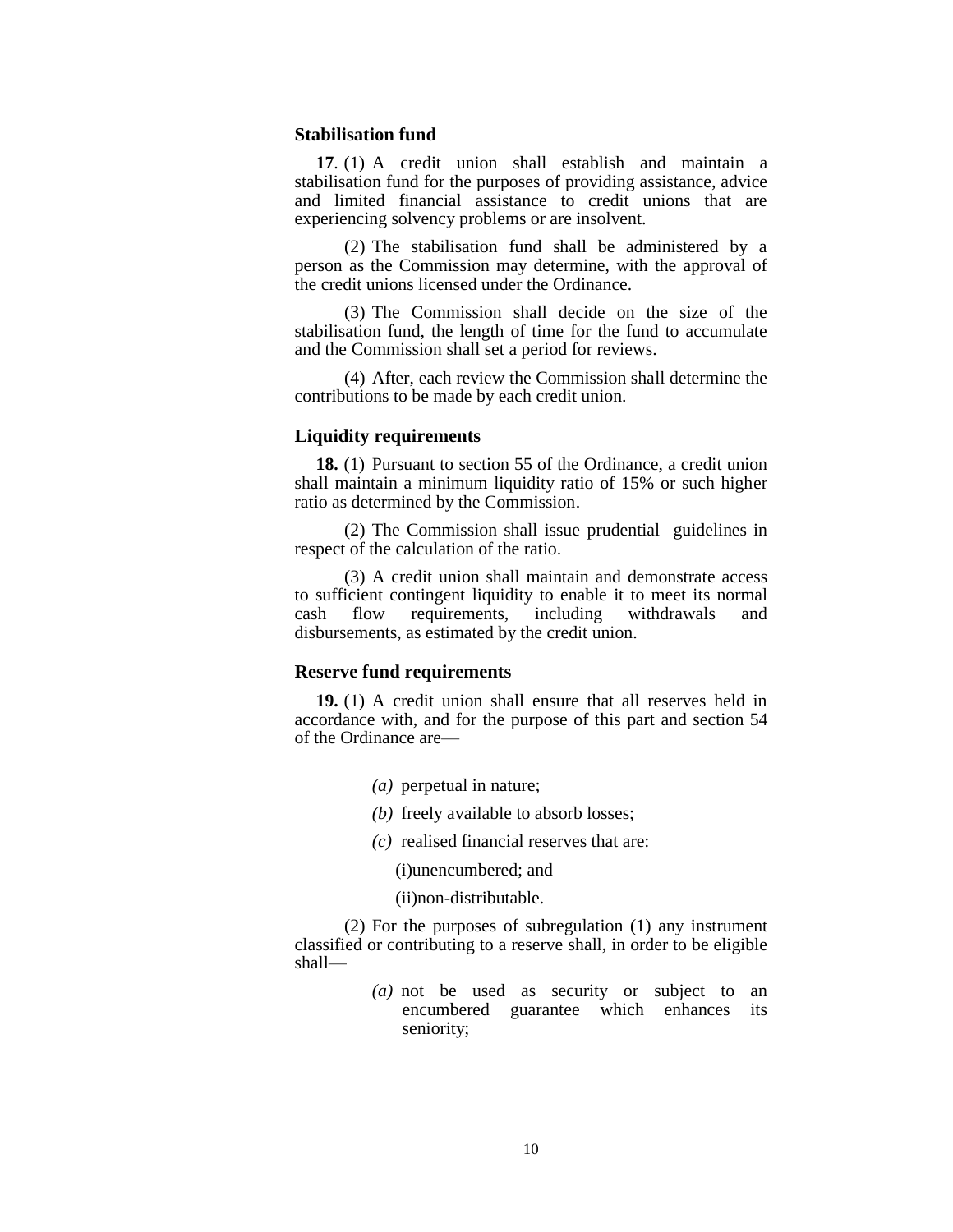### Stabilisation fund

**17**. (1) A credit union shall establish and maintain a stabilisation fund for the purposes of providing assistance, advice and limited financial assistance to credit unions that are experiencing solvency problems or are insolvent.

(2) The stabilisation fund shall be administered by a person as the Commission may determine, with the approval of the credit unions licensed under the Ordinance.

(3) The Commission shall decide on the size of the stabilisation fund, the length of time for the fund to accumulate and the Commission shall set a period for reviews.

(4) After, each review the Commission shall determine the contributions to be made by each credit union.

### Liquidity requirements

**18.** (1) Pursuant to section 55 of the Ordinance, a credit union shall maintain a minimum liquidity ratio of 15% or such higher ratio as determined by the Commission.

(2) The Commission shall issue prudential guidelines in respect of the calculation of the ratio.

(3) A credit union shall maintain and demonstrate access to sufficient contingent liquidity to enable it to meet its normal cash flow requirements, including withdrawals and disbursements, as estimated by the credit union.

### Reserve fund requirements

**19.** (1) A credit union shall ensure that all reserves held in accordance with, and for the purpose of this part and section 54 of the Ordinance are—

*(a)* perpetual in nature;

*(b)* freely available to absorb losses;

*(c)* realised financial reserves that are:

(i)unencumbered; and

(ii)non-distributable.

(2) For the purposes of subregulation (1) any instrument classified or contributing to a reserve shall, in order to be eligible shall—

*(a)* not be used as security or subject to an encumbered guarantee which enhances its seniority;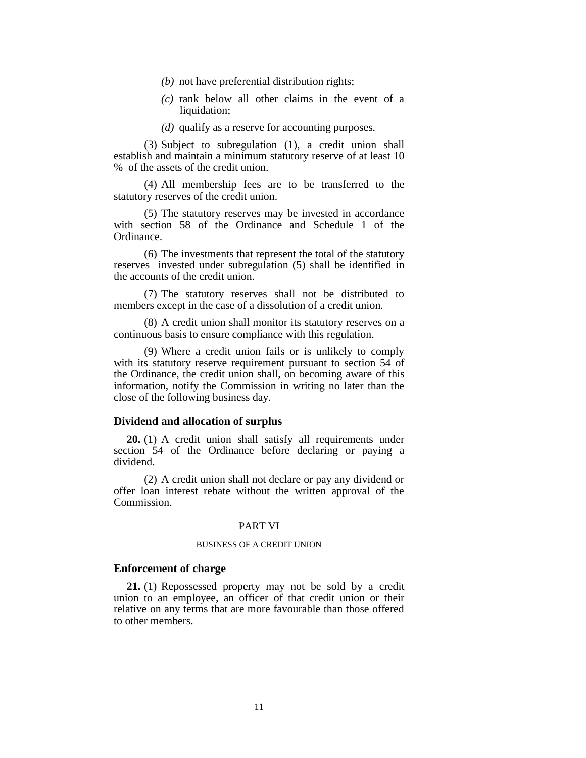*(b)* not have preferential distribution rights;

*(c)* rank below all other claims in the event of a liquidation;

*(d)* qualify as a reserve for accounting purposes.

(3) Subject to subregulation (1), a credit union shall establish and maintain a minimum statutory reserve of at least 10 % of the assets of the credit union.

(4) All membership fees are to be transferred to the statutory reserves of the credit union.

(5) The statutory reserves may be invested in accordance with section 58 of the Ordinance and Schedule 1 of the Ordinance.

(6) The investments that represent the total of the statutory reserves invested under subregulation (5) shall be identified in the accounts of the credit union.

(7) The statutory reserves shall not be distributed to members except in the case of a dissolution of a credit union.

(8) A credit union shall monitor its statutory reserves on a continuous basis to ensure compliance with this regulation.

(9) Where a credit union fails or is unlikely to comply with its statutory reserve requirement pursuant to section 54 of the Ordinance, the credit union shall, on becoming aware of this information, notify the Commission in writing no later than the close of the following business day.

### Dividend and allocation of surplus

**20.** (1) A credit union shall satisfy all requirements under section 54 of the Ordinance before declaring or paying a dividend.

(2) A credit union shall not declare or pay any dividend or offer loan interest rebate without the written approval of the Commission.

## PART VI

### BUSINESS OF A CREDIT UNION

### Enforcement of charge

**21.** (1) Repossessed property may not be sold by a credit union to an employee, an officer of that credit union or their relative on any terms that are more favourable than those offered to other members.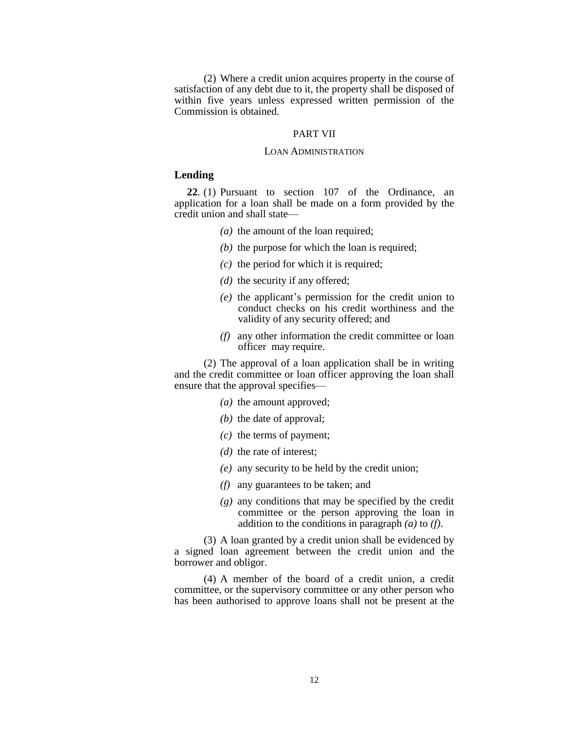(2) Where a credit union acquires property in the course of satisfaction of any debt due to it, the property shall be disposed of within five years unless expressed written permission of the Commission is obtained.

PART VII

LOAN ADMINISTRATION

### Lending

**22**. (1) Pursuant to section 107 of the Ordinance, an application for a loan shall be made on a form provided by the credit union and shall state—

*(a)* the amount of the loan required;

*(b)* the purpose for which the loan is required;

*(c)* the period for which it is required;

*(d)* the security if any offered;

*(e)* the applicant's permission for the credit union to conduct checks on his credit worthiness and the validity of any security offered; and

*(f)* any other information the credit committee or loan officer may require.

(2) The approval of a loan application shall be in writing and the credit committee or loan officer approving the loan shall ensure that the approval specifies—

*(a)* the amount approved;

*(b)* the date of approval;

*(c)* the terms of payment;

*(d)* the rate of interest;

*(e)* any security to be held by the credit union;

*(f)* any guarantees to be taken; and

*(g)* any conditions that may be specified by the credit committee or the person approving the loan in addition to the conditions in paragraph *(a)* to *(f)*.

(3) A loan granted by a credit union shall be evidenced by a signed loan agreement between the credit union and the borrower and obligor.

(4) A member of the board of a credit union, a credit committee, or the supervisory committee or any other person who has been authorised to approve loans shall not be present at the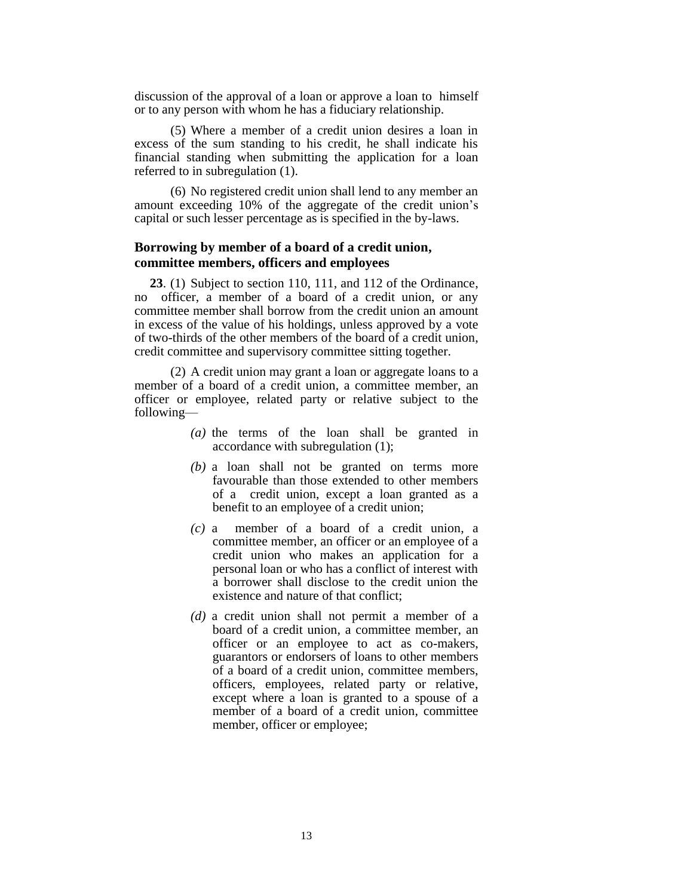discussion of the approval of a loan or approve a loan to himself or to any person with whom he has a fiduciary relationship.

(5) Where a member of a credit union desires a loan in excess of the sum standing to his credit, he shall indicate his financial standing when submitting the application for a loan referred to in subregulation (1).

(6) No registered credit union shall lend to any member an amount exceeding 10% of the aggregate of the credit union's capital or such lesser percentage as is specified in the by-laws.

**Borrowing by member of a board of a credit union, committee members, officers and employees**

**23**. (1) Subject to section 110, 111, and 112 of the Ordinance, no officer, a member of a board of a credit union, or any committee member shall borrow from the credit union an amount in excess of the value of his holdings, unless approved by a vote of two-thirds of the other members of the board of a credit union, credit committee and supervisory committee sitting together.

(2) A credit union may grant a loan or aggregate loans to a member of a board of a credit union, a committee member, an officer or employee, related party or relative subject to the following—

*(a)* the terms of the loan shall be granted in accordance with subregulation (1);

*(b)* a loan shall not be granted on terms more favourable than those extended to other members of a credit union, except a loan granted as a benefit to an employee of a credit union;

*(c)* a member of a board of a credit union, a committee member, an officer or an employee of a credit union who makes an application for a personal loan or who has a conflict of interest with a borrower shall disclose to the credit union the existence and nature of that conflict;

*(d)* a credit union shall not permit a member of a board of a credit union, a committee member, an officer or an employee to act as co-makers, guarantors or endorsers of loans to other members of a board of a credit union, committee members, officers, employees, related party or relative, except where a loan is granted to a spouse of a member of a board of a credit union, committee member, officer or employee;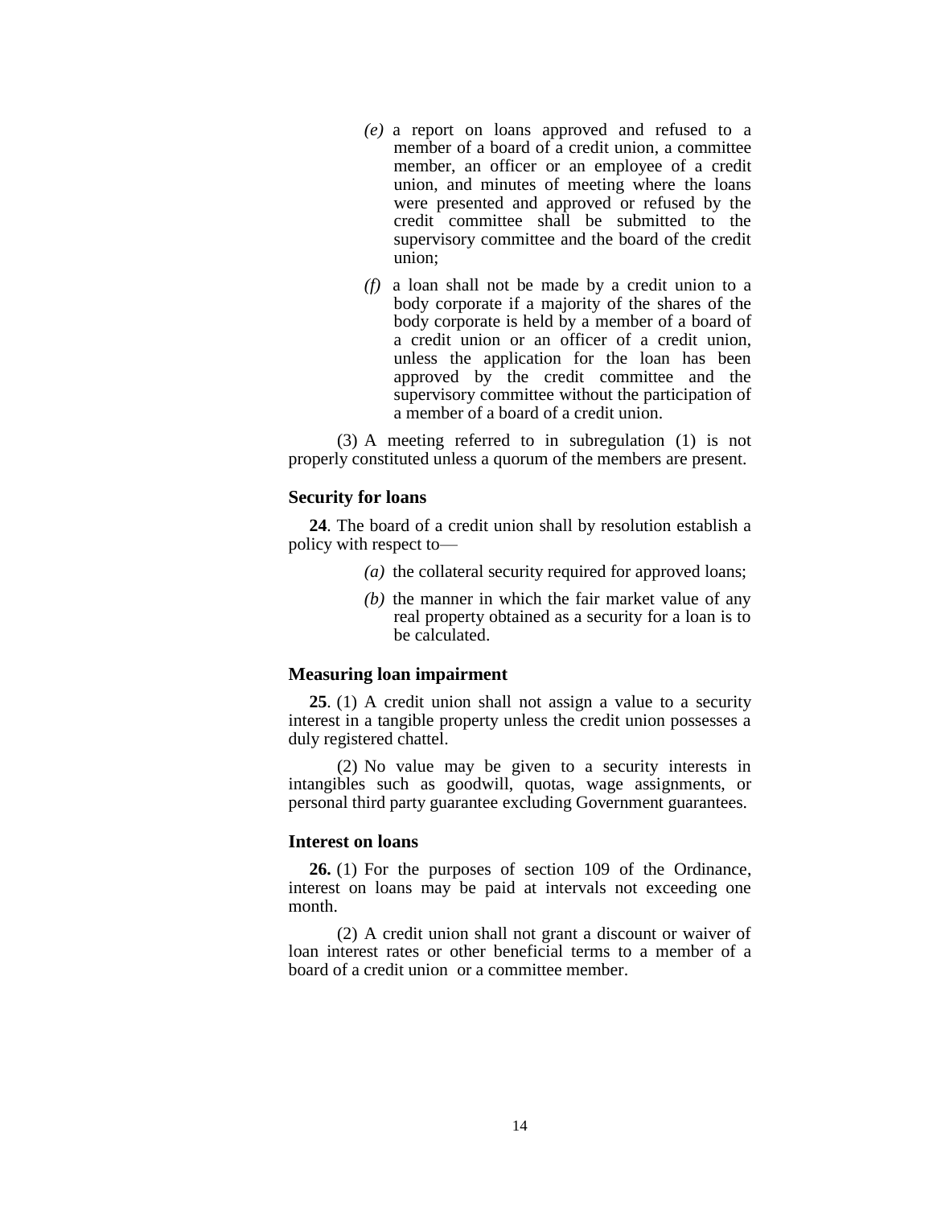*(e)* a report on loans approved and refused to a member of a board of a credit union, a committee member, an officer or an employee of a credit union, and minutes of meeting where the loans were presented and approved or refused by the credit committee shall be submitted to the supervisory committee and the board of the credit union;

*(f)* a loan shall not be made by a credit union to a body corporate if a majority of the shares of the body corporate is held by a member of a board of a credit union or an officer of a credit union, unless the application for the loan has been approved by the credit committee and the supervisory committee without the participation of a member of a board of a credit union.

(3) A meeting referred to in subregulation (1) is not properly constituted unless a quorum of the members are present.

### Security for loans

**24**. The board of a credit union shall by resolution establish a policy with respect to—

*(a)* the collateral security required for approved loans;

*(b)* the manner in which the fair market value of any real property obtained as a security for a loan is to be calculated.

### Measuring loan impairment

**25**. (1) A credit union shall not assign a value to a security interest in a tangible property unless the credit union possesses a duly registered chattel.

(2) No value may be given to a security interests in intangibles such as goodwill, quotas, wage assignments, or personal third party guarantee excluding Government guarantees.

### Interest on loans

**26.** (1) For the purposes of section 109 of the Ordinance, interest on loans may be paid at intervals not exceeding one month.

(2) A credit union shall not grant a discount or waiver of loan interest rates or other beneficial terms to a member of a board of a credit union or a committee member.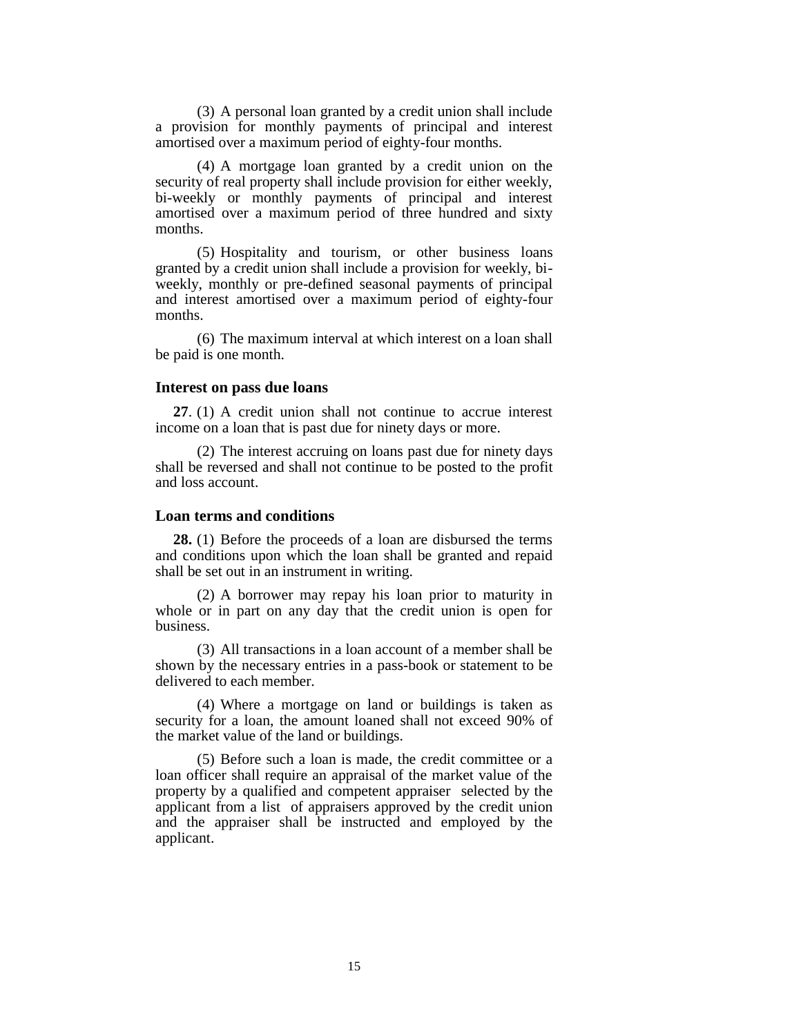(3) A personal loan granted by a credit union shall include a provision for monthly payments of principal and interest amortised over a maximum period of eighty-four months.

(4) A mortgage loan granted by a credit union on the security of real property shall include provision for either weekly, bi-weekly or monthly payments of principal and interest amortised over a maximum period of three hundred and sixty months.

(5) Hospitality and tourism, or other business loans granted by a credit union shall include a provision for weekly, bi-weekly, monthly or pre-defined seasonal payments of principal and interest amortised over a maximum period of eighty-four months.

(6) The maximum interval at which interest on a loan shall be paid is one month.

### Interest on pass due loans

**27**. (1) A credit union shall not continue to accrue interest income on a loan that is past due for ninety days or more.

(2) The interest accruing on loans past due for ninety days shall be reversed and shall not continue to be posted to the profit and loss account.

### Loan terms and conditions

**28.** (1) Before the proceeds of a loan are disbursed the terms and conditions upon which the loan shall be granted and repaid shall be set out in an instrument in writing.

(2) A borrower may repay his loan prior to maturity in whole or in part on any day that the credit union is open for business.

(3) All transactions in a loan account of a member shall be shown by the necessary entries in a pass-book or statement to be delivered to each member.

(4) Where a mortgage on land or buildings is taken as security for a loan, the amount loaned shall not exceed 90% of the market value of the land or buildings.

(5) Before such a loan is made, the credit committee or a loan officer shall require an appraisal of the market value of the property by a qualified and competent appraiser selected by the applicant from a list of appraisers approved by the credit union and the appraiser shall be instructed and employed by the applicant.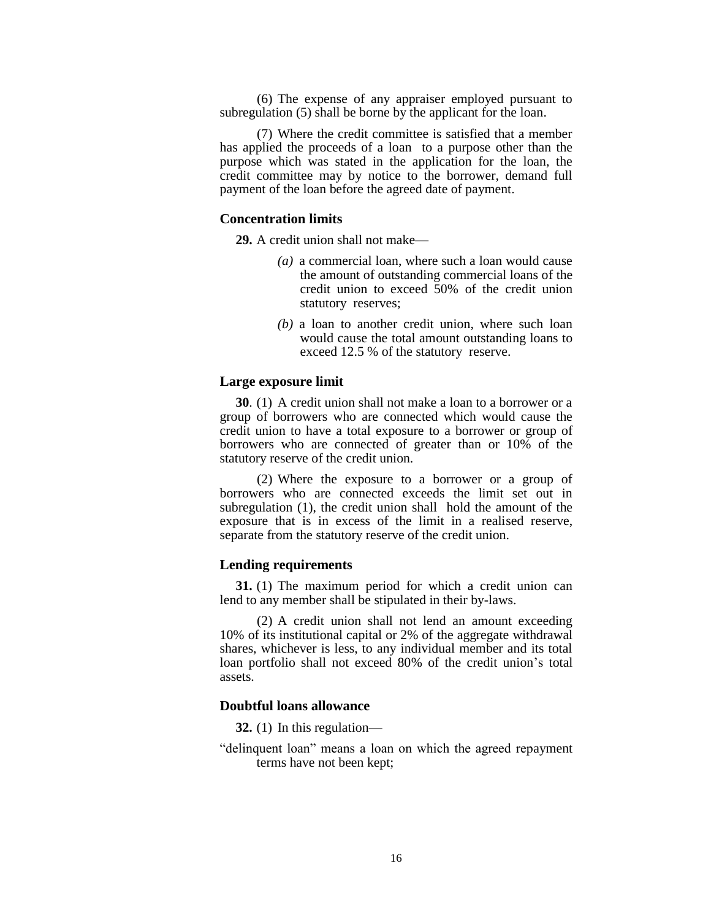(6) The expense of any appraiser employed pursuant to subregulation (5) shall be borne by the applicant for the loan.

(7) Where the credit committee is satisfied that a member has applied the proceeds of a loan to a purpose other than the purpose which was stated in the application for the loan, the credit committee may by notice to the borrower, demand full payment of the loan before the agreed date of payment.

### Concentration limits

**29.** A credit union shall not make—

*(a)* a commercial loan, where such a loan would cause the amount of outstanding commercial loans of the credit union to exceed 50% of the credit union statutory reserves;

*(b)* a loan to another credit union, where such loan would cause the total amount outstanding loans to exceed 12.5 % of the statutory reserve.

### Large exposure limit

**30**. (1) A credit union shall not make a loan to a borrower or a group of borrowers who are connected which would cause the credit union to have a total exposure to a borrower or group of borrowers who are connected of greater than or 10% of the statutory reserve of the credit union.

(2) Where the exposure to a borrower or a group of borrowers who are connected exceeds the limit set out in subregulation (1), the credit union shall hold the amount of the exposure that is in excess of the limit in a realised reserve, separate from the statutory reserve of the credit union.

### Lending requirements

**31.** (1) The maximum period for which a credit union can lend to any member shall be stipulated in their by-laws.

(2) A credit union shall not lend an amount exceeding 10% of its institutional capital or 2% of the aggregate withdrawal shares, whichever is less, to any individual member and its total loan portfolio shall not exceed 80% of the credit union's total assets.

### Doubtful loans allowance

**32.** (1) In this regulation—

"delinquent loan" means a loan on which the agreed repayment terms have not been kept;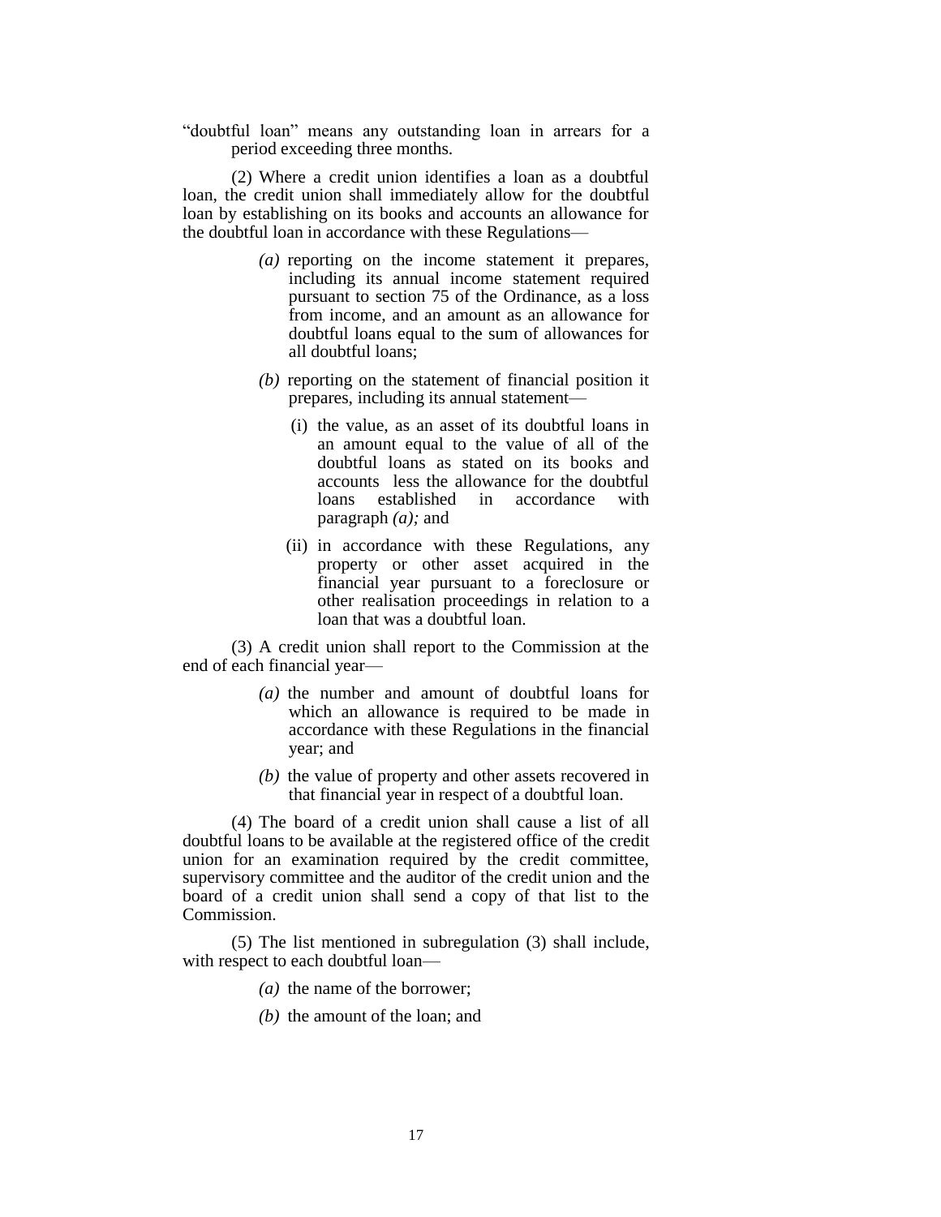“doubtful loan” means any outstanding loan in arrears for a period exceeding three months.

(2) Where a credit union identifies a loan as a doubtful loan, the credit union shall immediately allow for the doubtful loan by establishing on its books and accounts an allowance for the doubtful loan in accordance with these Regulations—

*(a)* reporting on the income statement it prepares, including its annual income statement required pursuant to section 75 of the Ordinance, as a loss from income, and an amount as an allowance for doubtful loans equal to the sum of allowances for all doubtful loans;

*(b)* reporting on the statement of financial position it prepares, including its annual statement—

(i) the value, as an asset of its doubtful loans in an amount equal to the value of all of the doubtful loans as stated on its books and accounts less the allowance for the doubtful loans established in accordance with paragraph *(a);* and

(ii) in accordance with these Regulations, any property or other asset acquired in the financial year pursuant to a foreclosure or other realisation proceedings in relation to a loan that was a doubtful loan.

(3) A credit union shall report to the Commission at the end of each financial year—

*(a)* the number and amount of doubtful loans for which an allowance is required to be made in accordance with these Regulations in the financial year; and

*(b)* the value of property and other assets recovered in that financial year in respect of a doubtful loan.

(4) The board of a credit union shall cause a list of all doubtful loans to be available at the registered office of the credit union for an examination required by the credit committee, supervisory committee and the auditor of the credit union and the board of a credit union shall send a copy of that list to the Commission.

(5) The list mentioned in subregulation (3) shall include, with respect to each doubtful loan—

*(a)* the name of the borrower;

*(b)* the amount of the loan; and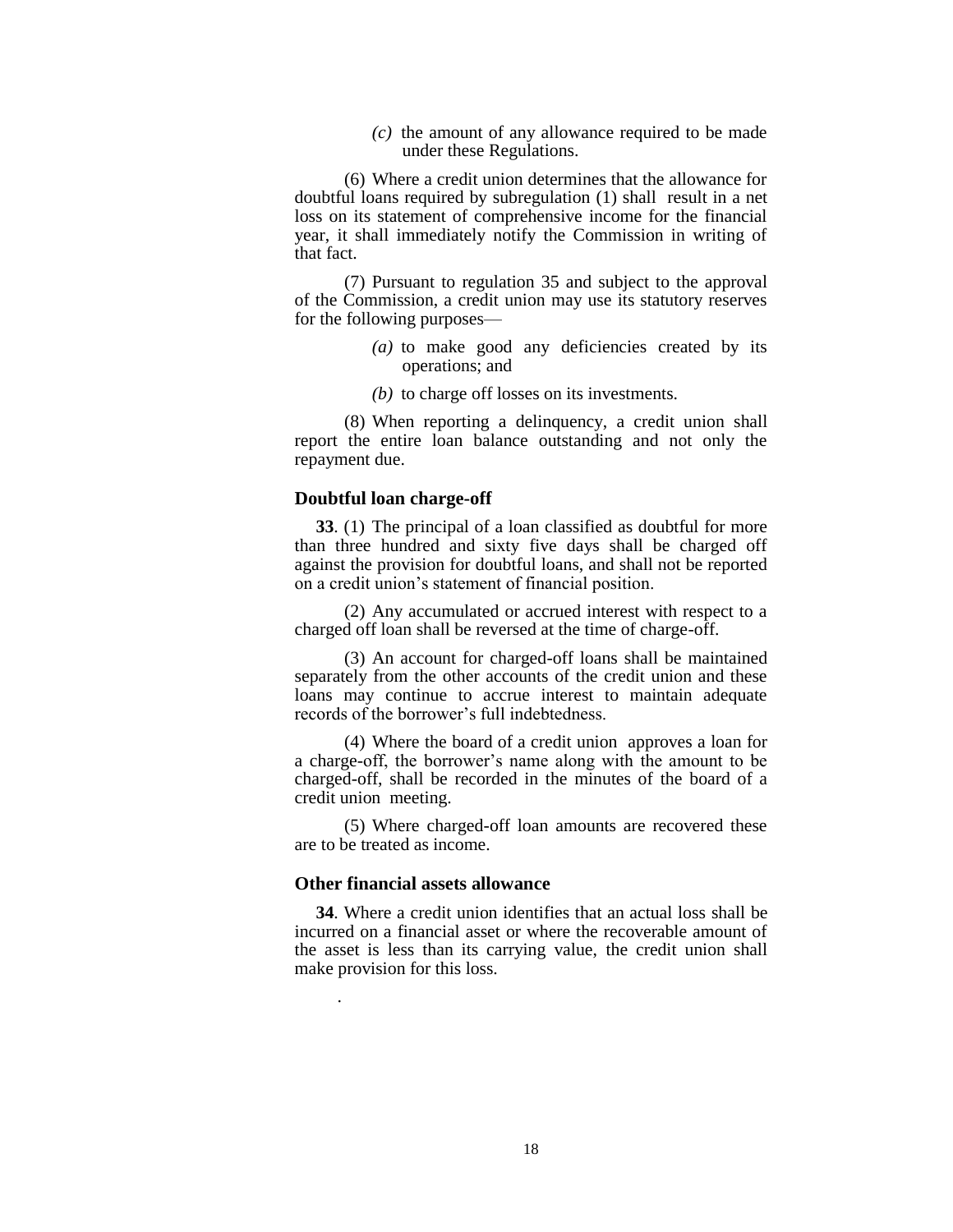*(c)* the amount of any allowance required to be made under these Regulations.

(6) Where a credit union determines that the allowance for doubtful loans required by subregulation (1) shall result in a net loss on its statement of comprehensive income for the financial year, it shall immediately notify the Commission in writing of that fact.

(7) Pursuant to regulation 35 and subject to the approval of the Commission, a credit union may use its statutory reserves for the following purposes—

*(a)* to make good any deficiencies created by its operations; and

*(b)* to charge off losses on its investments.

(8) When reporting a delinquency, a credit union shall report the entire loan balance outstanding and not only the repayment due.

### Doubtful loan charge-off

**33**. (1) The principal of a loan classified as doubtful for more than three hundred and sixty five days shall be charged off against the provision for doubtful loans, and shall not be reported on a credit union's statement of financial position.

(2) Any accumulated or accrued interest with respect to a charged off loan shall be reversed at the time of charge-off.

(3) An account for charged-off loans shall be maintained separately from the other accounts of the credit union and these loans may continue to accrue interest to maintain adequate records of the borrower's full indebtedness.

(4) Where the board of a credit union approves a loan for a charge-off, the borrower's name along with the amount to be charged-off, shall be recorded in the minutes of the board of a credit union meeting.

(5) Where charged-off loan amounts are recovered these are to be treated as income.

### Other financial assets allowance

**34**. Where a credit union identifies that an actual loss shall be incurred on a financial asset or where the recoverable amount of the asset is less than its carrying value, the credit union shall make provision for this loss.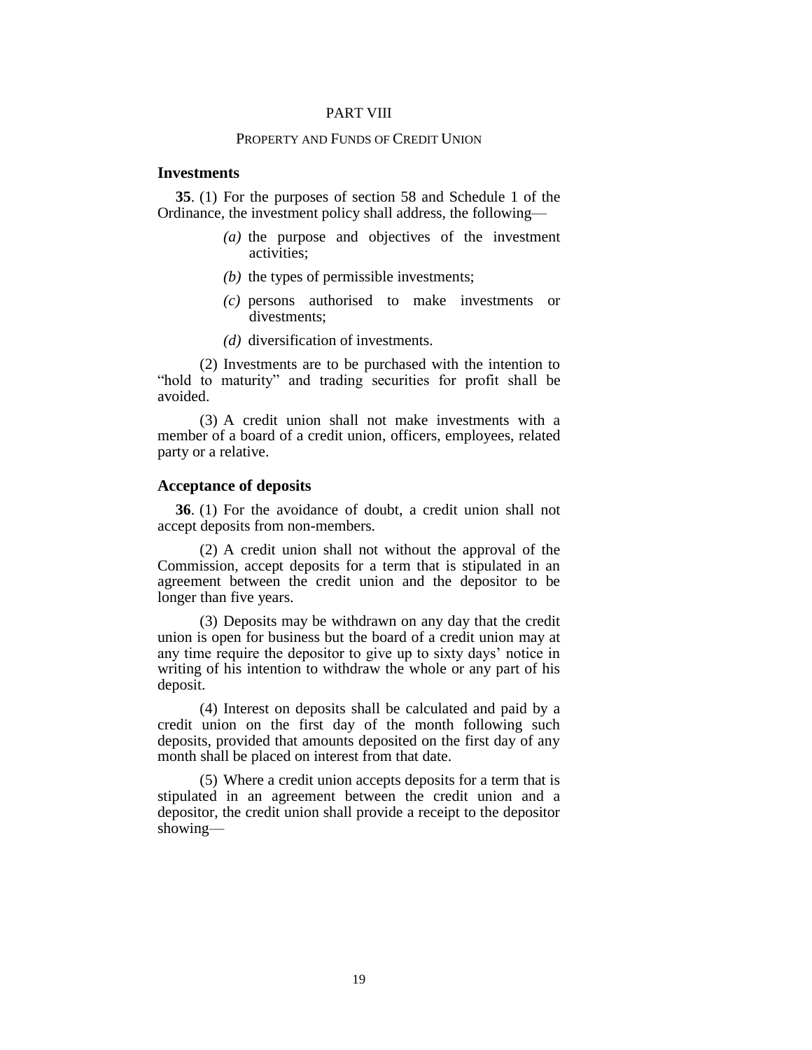PART VIII

PROPERTY AND FUNDS OF CREDIT UNION

### Investments

**35**. (1) For the purposes of section 58 and Schedule 1 of the Ordinance, the investment policy shall address, the following—

*(a)* the purpose and objectives of the investment activities;

*(b)* the types of permissible investments;

*(c)* persons authorised to make investments or divestments;

*(d)* diversification of investments.

(2) Investments are to be purchased with the intention to "hold to maturity" and trading securities for profit shall be avoided.

(3) A credit union shall not make investments with a member of a board of a credit union, officers, employees, related party or a relative.

### Acceptance of deposits

**36**. (1) For the avoidance of doubt, a credit union shall not accept deposits from non-members.

(2) A credit union shall not without the approval of the Commission, accept deposits for a term that is stipulated in an agreement between the credit union and the depositor to be longer than five years.

(3) Deposits may be withdrawn on any day that the credit union is open for business but the board of a credit union may at any time require the depositor to give up to sixty days' notice in writing of his intention to withdraw the whole or any part of his deposit.

(4) Interest on deposits shall be calculated and paid by a credit union on the first day of the month following such deposits, provided that amounts deposited on the first day of any month shall be placed on interest from that date.

(5) Where a credit union accepts deposits for a term that is stipulated in an agreement between the credit union and a depositor, the credit union shall provide a receipt to the depositor showing—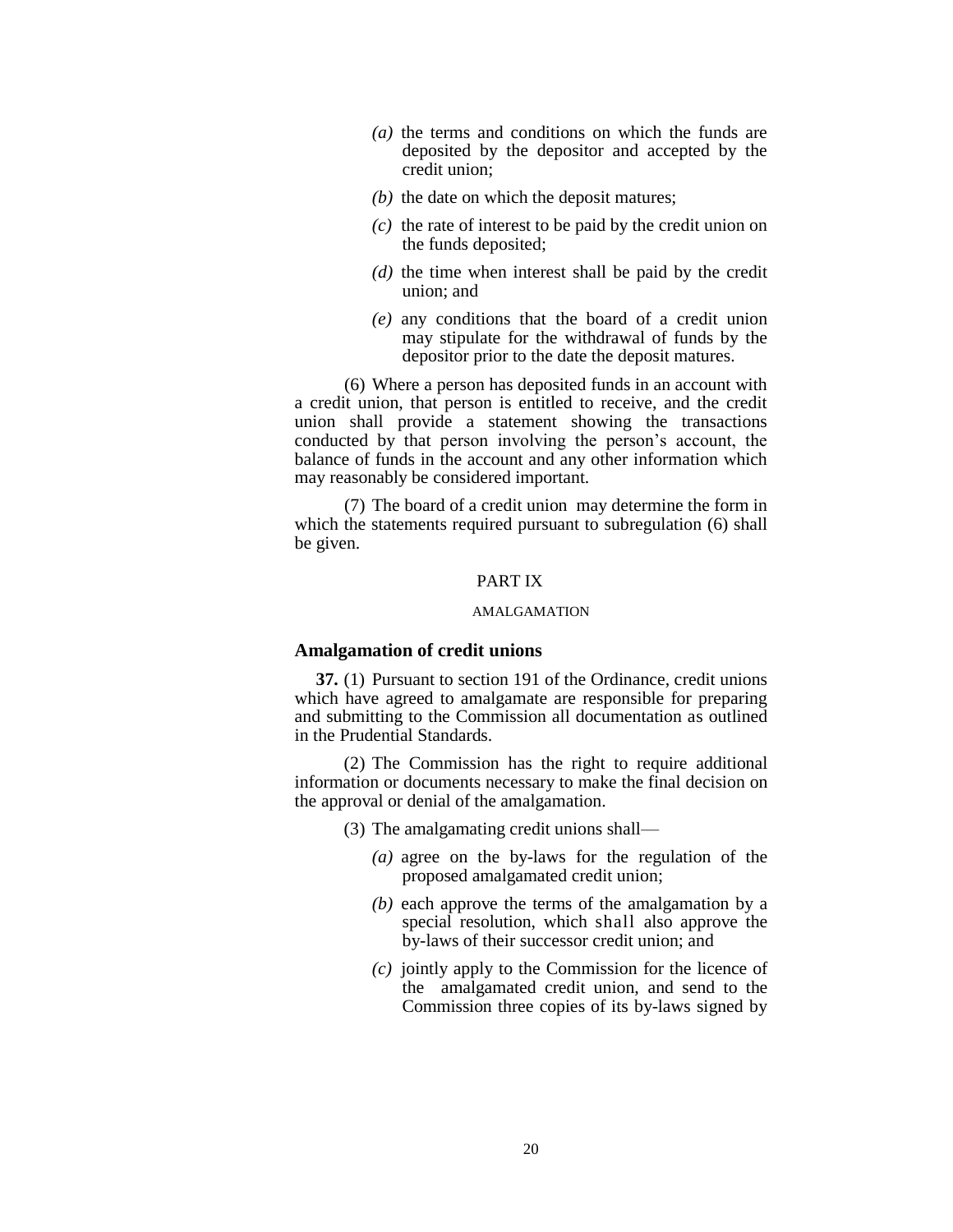*(a)* the terms and conditions on which the funds are deposited by the depositor and accepted by the credit union;

*(b)* the date on which the deposit matures;

*(c)* the rate of interest to be paid by the credit union on the funds deposited;

*(d)* the time when interest shall be paid by the credit union; and

*(e)* any conditions that the board of a credit union may stipulate for the withdrawal of funds by the depositor prior to the date the deposit matures.

(6) Where a person has deposited funds in an account with a credit union, that person is entitled to receive, and the credit union shall provide a statement showing the transactions conducted by that person involving the person's account, the balance of funds in the account and any other information which may reasonably be considered important.

(7) The board of a credit union may determine the form in which the statements required pursuant to subregulation (6) shall be given.

PART IX

AMALGAMATION

### Amalgamation of credit unions

**37.** (1) Pursuant to section 191 of the Ordinance, credit unions which have agreed to amalgamate are responsible for preparing and submitting to the Commission all documentation as outlined in the Prudential Standards.

(2) The Commission has the right to require additional information or documents necessary to make the final decision on the approval or denial of the amalgamation.

(3) The amalgamating credit unions shall—

*(a)* agree on the by-laws for the regulation of the proposed amalgamated credit union;

*(b)* each approve the terms of the amalgamation by a special resolution, which shall also approve the by-laws of their successor credit union; and

*(c)* jointly apply to the Commission for the licence of the amalgamated credit union, and send to the Commission three copies of its by-laws signed by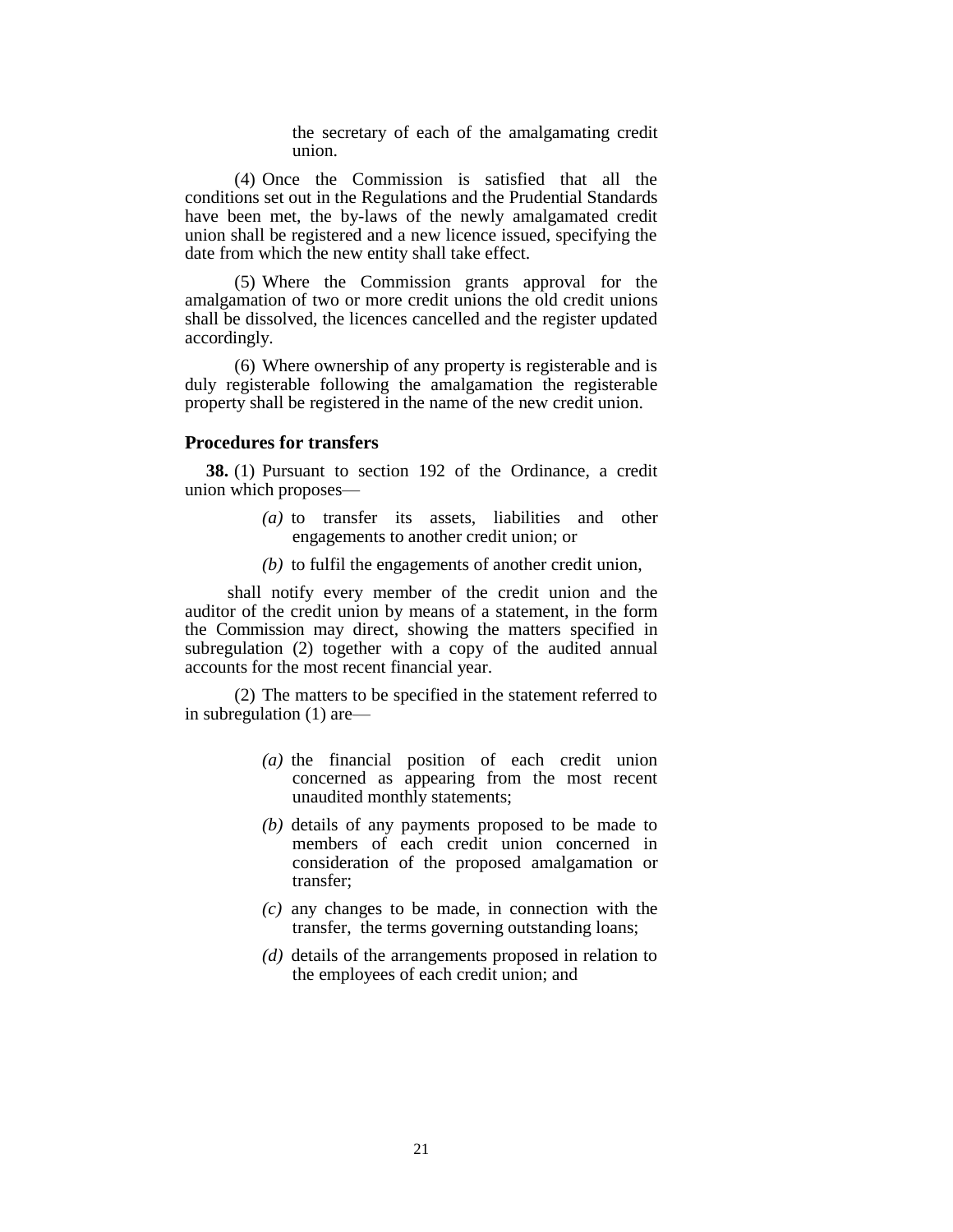the secretary of each of the amalgamating credit union.

(4) Once the Commission is satisfied that all the conditions set out in the Regulations and the Prudential Standards have been met, the by-laws of the newly amalgamated credit union shall be registered and a new licence issued, specifying the date from which the new entity shall take effect.

(5) Where the Commission grants approval for the amalgamation of two or more credit unions the old credit unions shall be dissolved, the licences cancelled and the register updated accordingly.

(6) Where ownership of any property is registerable and is duly registerable following the amalgamation the registerable property shall be registered in the name of the new credit union.

### Procedures for transfers

**38.** (1) Pursuant to section 192 of the Ordinance, a credit union which proposes—

*(a)* to transfer its assets, liabilities and other engagements to another credit union; or

*(b)* to fulfil the engagements of another credit union,

shall notify every member of the credit union and the auditor of the credit union by means of a statement, in the form the Commission may direct, showing the matters specified in subregulation (2) together with a copy of the audited annual accounts for the most recent financial year.

(2) The matters to be specified in the statement referred to in subregulation (1) are—

*(a)* the financial position of each credit union concerned as appearing from the most recent unaudited monthly statements;

*(b)* details of any payments proposed to be made to members of each credit union concerned in consideration of the proposed amalgamation or transfer;

*(c)* any changes to be made, in connection with the transfer, the terms governing outstanding loans;

*(d)* details of the arrangements proposed in relation to the employees of each credit union; and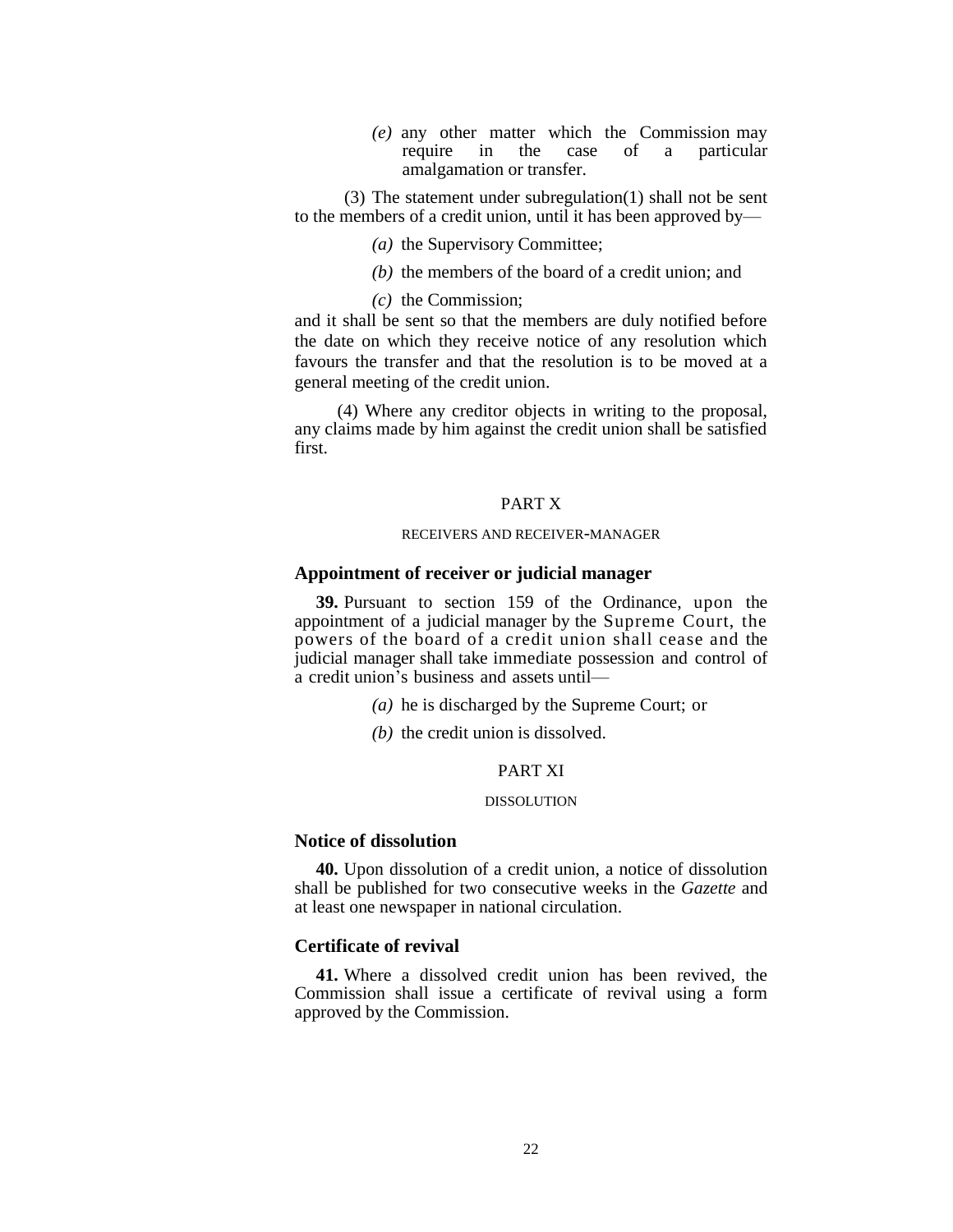(e) any other matter which the Commission may require in the case of a particular amalgamation or transfer.

(3) The statement under subregulation(1) shall not be sent to the members of a credit union, until it has been approved by—

(a) the Supervisory Committee;

(b) the members of the board of a credit union; and

(c) the Commission;

and it shall be sent so that the members are duly notified before the date on which they receive notice of any resolution which favours the transfer and that the resolution is to be moved at a general meeting of the credit union.

(4) Where any creditor objects in writing to the proposal, any claims made by him against the credit union shall be satisfied first.

## PART X

### RECEIVERS AND RECEIVER-MANAGER

### Appointment of receiver or judicial manager

**39.** Pursuant to section 159 of the Ordinance, upon the appointment of a judicial manager by the Supreme Court, the powers of the board of a credit union shall cease and the judicial manager shall take immediate possession and control of a credit union's business and assets until—

(a) he is discharged by the Supreme Court; or

(b) the credit union is dissolved.

## PART XI

### DISSOLUTION

### Notice of dissolution

**40.** Upon dissolution of a credit union, a notice of dissolution shall be published for two consecutive weeks in the *Gazette* and at least one newspaper in national circulation.

### Certificate of revival

**41.** Where a dissolved credit union has been revived, the Commission shall issue a certificate of revival using a form approved by the Commission.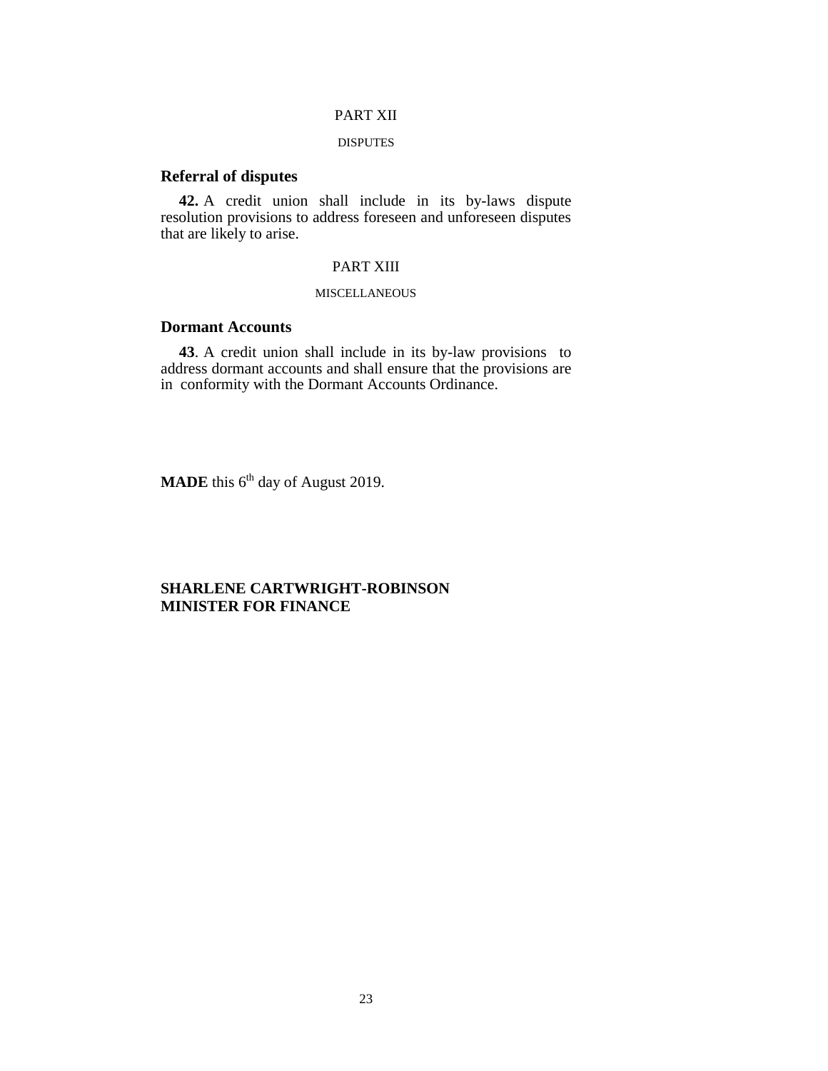## PART XII

DISPUTES

### Referral of disputes

**42.** A credit union shall include in its by-laws dispute resolution provisions to address foreseen and unforeseen disputes that are likely to arise.

## PART XIII

MISCELLANEOUS

### Dormant Accounts

**43**. A credit union shall include in its by-law provisions to address dormant accounts and shall ensure that the provisions are in conformity with the Dormant Accounts Ordinance.

**MADE** this 6th day of August 2019.

**SHARLENE CARTWRIGHT-ROBINSON**
**MINISTER FOR FINANCE**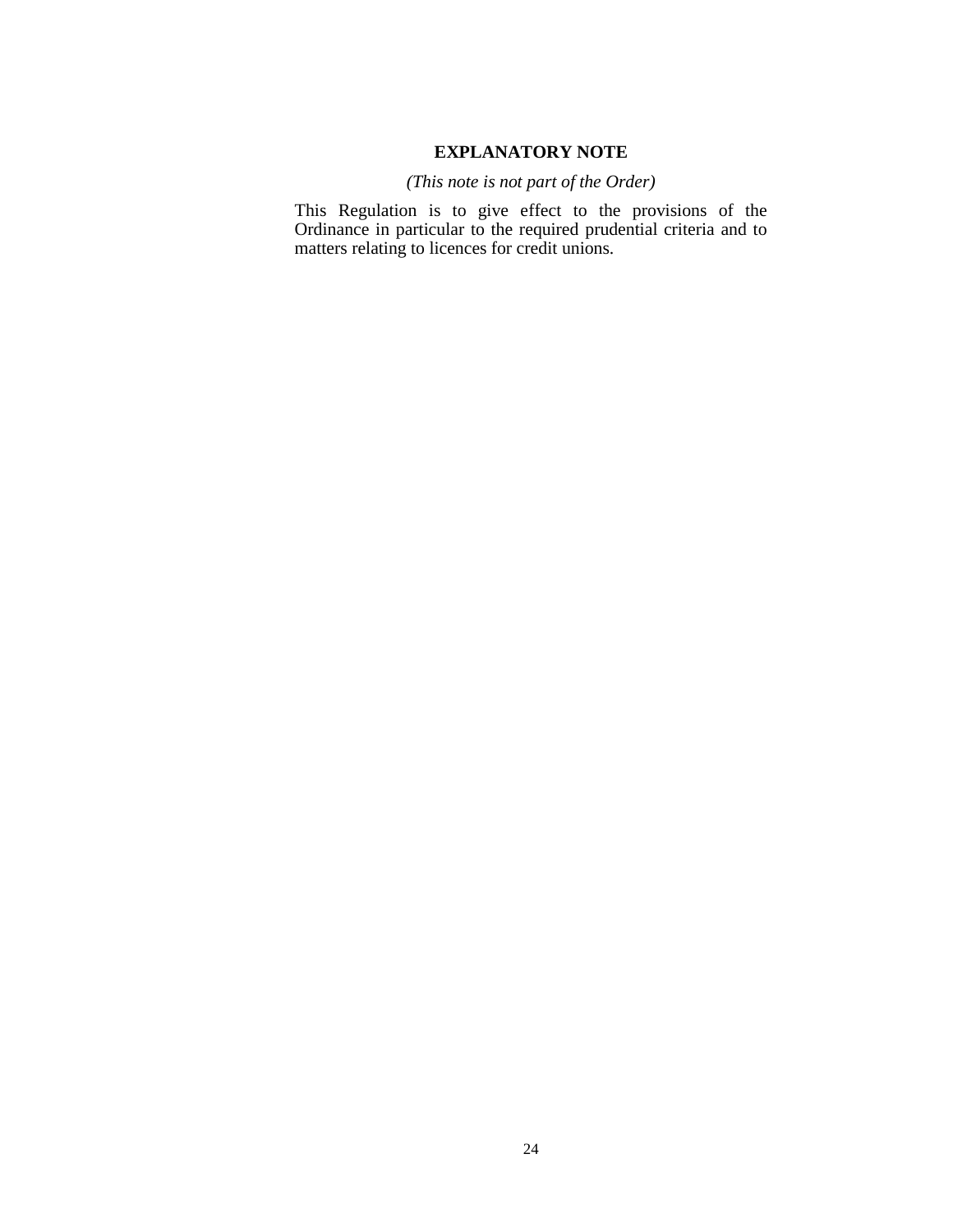## EXPLANATORY NOTE

*(This note is not part of the Order)*

This Regulation is to give effect to the provisions of the Ordinance in particular to the required prudential criteria and to matters relating to licences for credit unions.